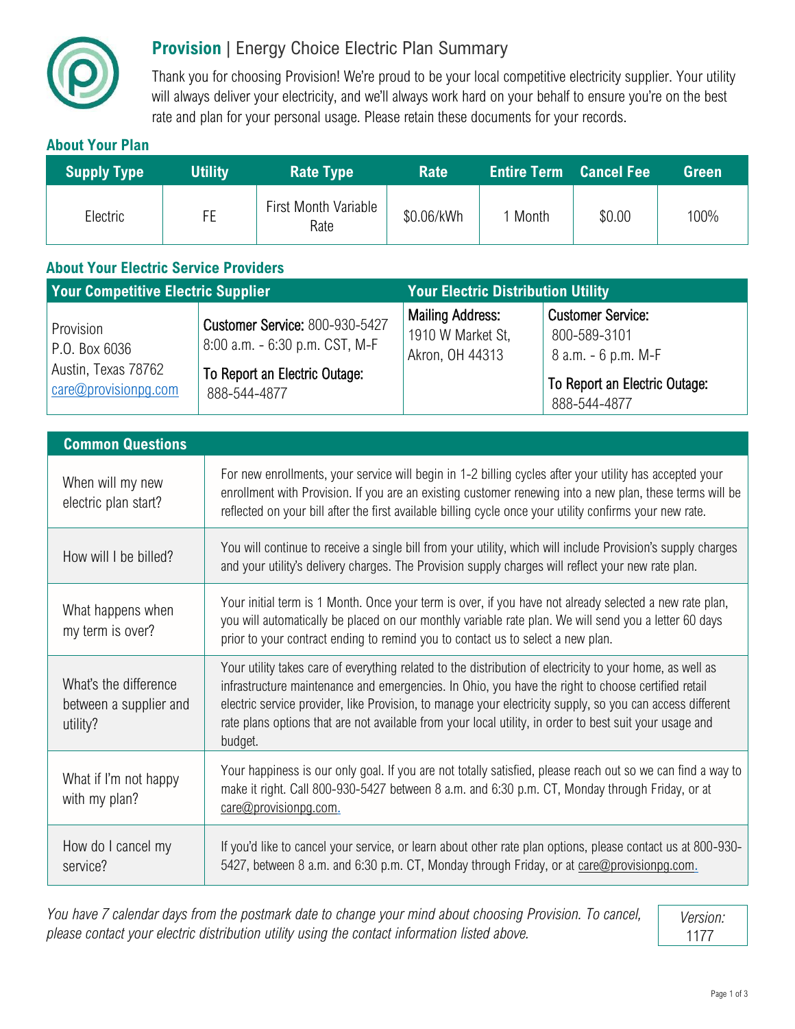# **Provision** | Energy Choice Electric Plan Summary

Thank you for choosing Provision! We're proud to be your local competitive electricity supplier. Your utility will always deliver your electricity, and we'll always work hard on your behalf to ensure you're on the best rate and plan for your personal usage. Please retain these documents for your records.

## About Your Plan

| Supply Type | Utility | Rate Type | Rate | Entire Term | Cancel Fee | Green |
|---|---|---|---|---|---|---|
| Electric | FE | First Month Variable Rate | $0.06/kWh | 1 Month | $0.00 | 100% |

## About Your Electric Service Providers

| Your Competitive Electric Supplier | | Your Electric Distribution Utility | |
|---|---|---|---|
| Provision<br>P.O. Box 6036<br>Austin, Texas 78762<br>care@provisionpg.com | **Customer Service:** 800-930-5427<br>8:00 a.m. - 6:30 p.m. CST, M-F<br>**To Report an Electric Outage:**<br>888-544-4877 | **Mailing Address:**<br>1910 W Market St,<br>Akron, OH 44313 | **Customer Service:**<br>800-589-3101<br>8 a.m. - 6 p.m. M-F<br>**To Report an Electric Outage:**<br>888-544-4877 |

| Common Questions | |
|---|---|
| When will my new electric plan start? | For new enrollments, your service will begin in 1-2 billing cycles after your utility has accepted your enrollment with Provision. If you are an existing customer renewing into a new plan, these terms will be reflected on your bill after the first available billing cycle once your utility confirms your new rate. |
| How will I be billed? | You will continue to receive a single bill from your utility, which will include Provision's supply charges and your utility's delivery charges. The Provision supply charges will reflect your new rate plan. |
| What happens when my term is over? | Your initial term is 1 Month. Once your term is over, if you have not already selected a new rate plan, you will automatically be placed on our monthly variable rate plan. We will send you a letter 60 days prior to your contract ending to remind you to contact us to select a new plan. |
| What's the difference between a supplier and utility? | Your utility takes care of everything related to the distribution of electricity to your home, as well as infrastructure maintenance and emergencies. In Ohio, you have the right to choose certified retail electric service provider, like Provision, to manage your electricity supply, so you can access different rate plans options that are not available from your local utility, in order to best suit your usage and budget. |
| What if I'm not happy with my plan? | Your happiness is our only goal. If you are not totally satisfied, please reach out so we can find a way to make it right. Call 800-930-5427 between 8 a.m. and 6:30 p.m. CT, Monday through Friday, or at care@provisionpg.com. |
| How do I cancel my service? | If you'd like to cancel your service, or learn about other rate plan options, please contact us at 800-930-5427, between 8 a.m. and 6:30 p.m. CT, Monday through Friday, or at care@provisionpg.com. |

*You have 7 calendar days from the postmark date to change your mind about choosing Provision. To cancel, please contact your electric distribution utility using the contact information listed above.*

*Version:* 1177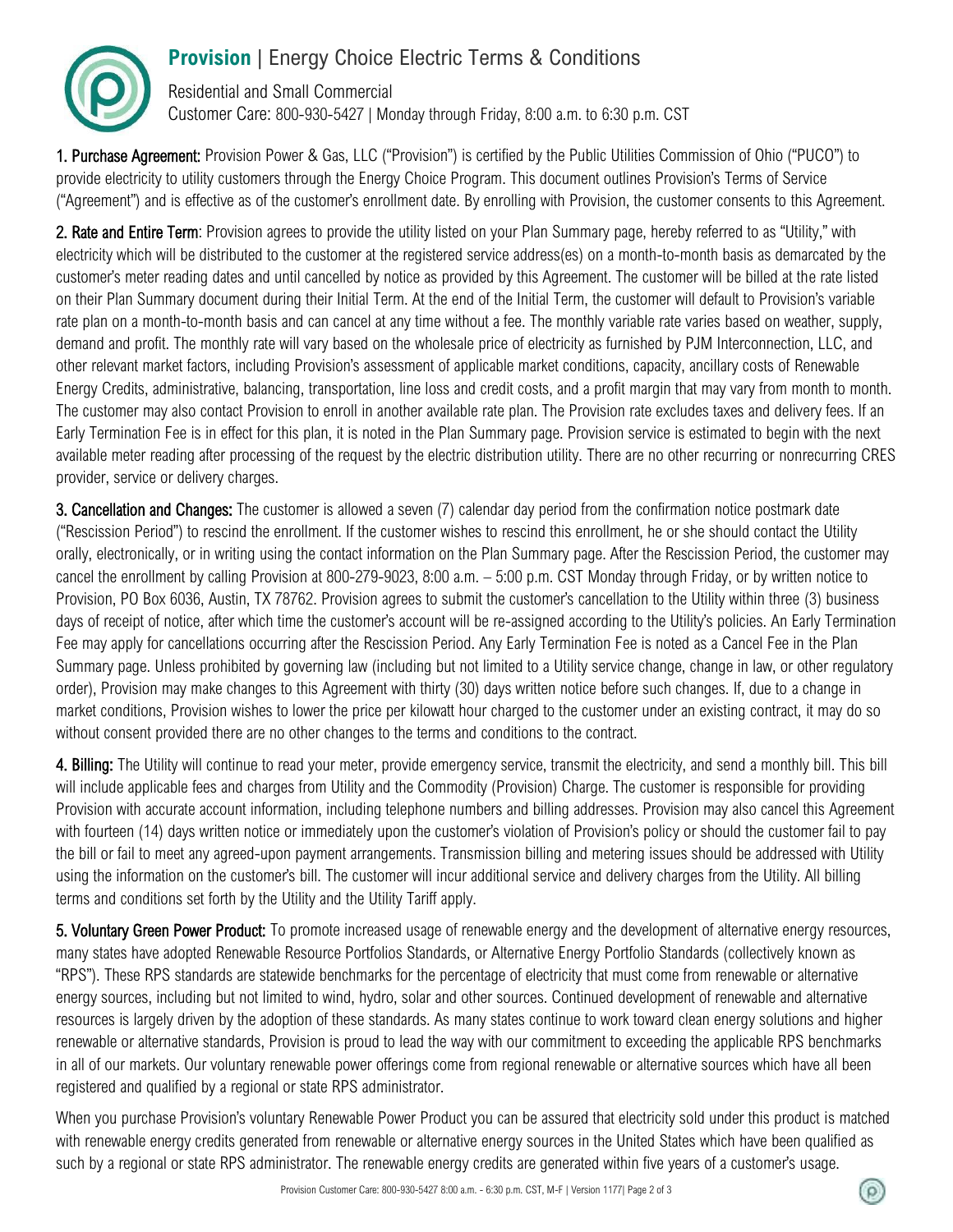# **Provision** | Energy Choice Electric Terms & Conditions

Residential and Small Commercial
Customer Care: 800-930-5427 | Monday through Friday, 8:00 a.m. to 6:30 p.m. CST

**1. Purchase Agreement:** Provision Power & Gas, LLC ("Provision") is certified by the Public Utilities Commission of Ohio ("PUCO") to provide electricity to utility customers through the Energy Choice Program. This document outlines Provision's Terms of Service ("Agreement") and is effective as of the customer's enrollment date. By enrolling with Provision, the customer consents to this Agreement.

**2. Rate and Entire Term**: Provision agrees to provide the utility listed on your Plan Summary page, hereby referred to as "Utility," with electricity which will be distributed to the customer at the registered service address(es) on a month-to-month basis as demarcated by the customer's meter reading dates and until cancelled by notice as provided by this Agreement. The customer will be billed at the rate listed on their Plan Summary document during their Initial Term. At the end of the Initial Term, the customer will default to Provision's variable rate plan on a month-to-month basis and can cancel at any time without a fee. The monthly variable rate varies based on weather, supply, demand and profit. The monthly rate will vary based on the wholesale price of electricity as furnished by PJM Interconnection, LLC, and other relevant market factors, including Provision's assessment of applicable market conditions, capacity, ancillary costs of Renewable Energy Credits, administrative, balancing, transportation, line loss and credit costs, and a profit margin that may vary from month to month. The customer may also contact Provision to enroll in another available rate plan. The Provision rate excludes taxes and delivery fees. If an Early Termination Fee is in effect for this plan, it is noted in the Plan Summary page. Provision service is estimated to begin with the next available meter reading after processing of the request by the electric distribution utility. There are no other recurring or nonrecurring CRES provider, service or delivery charges.

**3. Cancellation and Changes:** The customer is allowed a seven (7) calendar day period from the confirmation notice postmark date ("Rescission Period") to rescind the enrollment. If the customer wishes to rescind this enrollment, he or she should contact the Utility orally, electronically, or in writing using the contact information on the Plan Summary page. After the Rescission Period, the customer may cancel the enrollment by calling Provision at 800-279-9023, 8:00 a.m. – 5:00 p.m. CST Monday through Friday, or by written notice to Provision, PO Box 6036, Austin, TX 78762. Provision agrees to submit the customer's cancellation to the Utility within three (3) business days of receipt of notice, after which time the customer's account will be re-assigned according to the Utility's policies. An Early Termination Fee may apply for cancellations occurring after the Rescission Period. Any Early Termination Fee is noted as a Cancel Fee in the Plan Summary page. Unless prohibited by governing law (including but not limited to a Utility service change, change in law, or other regulatory order), Provision may make changes to this Agreement with thirty (30) days written notice before such changes. If, due to a change in market conditions, Provision wishes to lower the price per kilowatt hour charged to the customer under an existing contract, it may do so without consent provided there are no other changes to the terms and conditions to the contract.

**4. Billing:** The Utility will continue to read your meter, provide emergency service, transmit the electricity, and send a monthly bill. This bill will include applicable fees and charges from Utility and the Commodity (Provision) Charge. The customer is responsible for providing Provision with accurate account information, including telephone numbers and billing addresses. Provision may also cancel this Agreement with fourteen (14) days written notice or immediately upon the customer's violation of Provision's policy or should the customer fail to pay the bill or fail to meet any agreed-upon payment arrangements. Transmission billing and metering issues should be addressed with Utility using the information on the customer's bill. The customer will incur additional service and delivery charges from the Utility. All billing terms and conditions set forth by the Utility and the Utility Tariff apply.

**5. Voluntary Green Power Product:** To promote increased usage of renewable energy and the development of alternative energy resources, many states have adopted Renewable Resource Portfolios Standards, or Alternative Energy Portfolio Standards (collectively known as "RPS"). These RPS standards are statewide benchmarks for the percentage of electricity that must come from renewable or alternative energy sources, including but not limited to wind, hydro, solar and other sources. Continued development of renewable and alternative resources is largely driven by the adoption of these standards. As many states continue to work toward clean energy solutions and higher renewable or alternative standards, Provision is proud to lead the way with our commitment to exceeding the applicable RPS benchmarks in all of our markets. Our voluntary renewable power offerings come from regional renewable or alternative sources which have all been registered and qualified by a regional or state RPS administrator.

When you purchase Provision's voluntary Renewable Power Product you can be assured that electricity sold under this product is matched with renewable energy credits generated from renewable or alternative energy sources in the United States which have been qualified as such by a regional or state RPS administrator. The renewable energy credits are generated within five years of a customer's usage.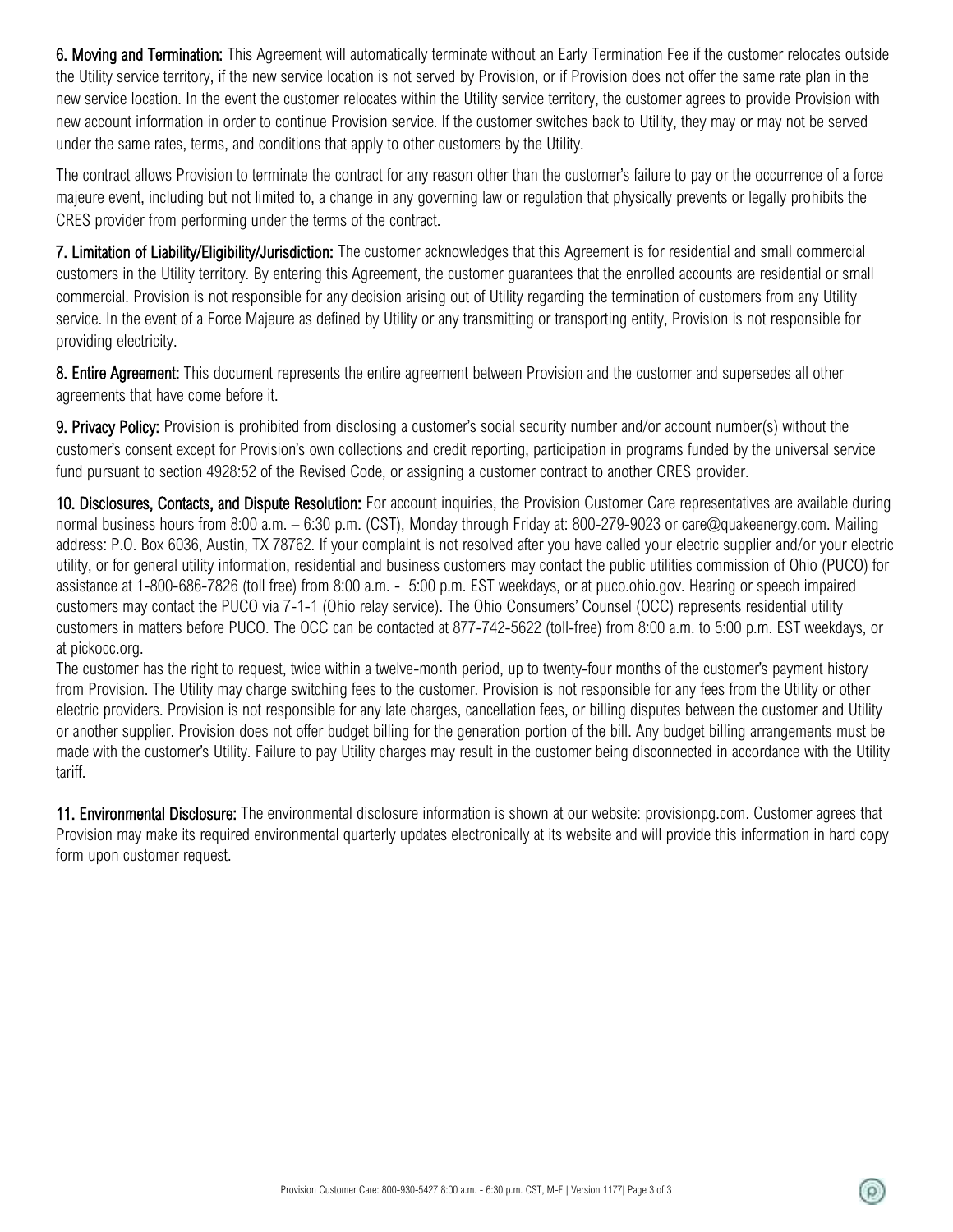**6. Moving and Termination:** This Agreement will automatically terminate without an Early Termination Fee if the customer relocates outside the Utility service territory, if the new service location is not served by Provision, or if Provision does not offer the same rate plan in the new service location. In the event the customer relocates within the Utility service territory, the customer agrees to provide Provision with new account information in order to continue Provision service. If the customer switches back to Utility, they may or may not be served under the same rates, terms, and conditions that apply to other customers by the Utility.

The contract allows Provision to terminate the contract for any reason other than the customer's failure to pay or the occurrence of a force majeure event, including but not limited to, a change in any governing law or regulation that physically prevents or legally prohibits the CRES provider from performing under the terms of the contract.

**7. Limitation of Liability/Eligibility/Jurisdiction:** The customer acknowledges that this Agreement is for residential and small commercial customers in the Utility territory. By entering this Agreement, the customer guarantees that the enrolled accounts are residential or small commercial. Provision is not responsible for any decision arising out of Utility regarding the termination of customers from any Utility service. In the event of a Force Majeure as defined by Utility or any transmitting or transporting entity, Provision is not responsible for providing electricity.

**8. Entire Agreement:** This document represents the entire agreement between Provision and the customer and supersedes all other agreements that have come before it.

**9. Privacy Policy:** Provision is prohibited from disclosing a customer's social security number and/or account number(s) without the customer's consent except for Provision's own collections and credit reporting, participation in programs funded by the universal service fund pursuant to section 4928:52 of the Revised Code, or assigning a customer contract to another CRES provider.

**10. Disclosures, Contacts, and Dispute Resolution:** For account inquiries, the Provision Customer Care representatives are available during normal business hours from 8:00 a.m. – 6:30 p.m. (CST), Monday through Friday at: 800-279-9023 or care@quakeenergy.com. Mailing address: P.O. Box 6036, Austin, TX 78762. If your complaint is not resolved after you have called your electric supplier and/or your electric utility, or for general utility information, residential and business customers may contact the public utilities commission of Ohio (PUCO) for assistance at 1-800-686-7826 (toll free) from 8:00 a.m. - 5:00 p.m. EST weekdays, or at puco.ohio.gov. Hearing or speech impaired customers may contact the PUCO via 7-1-1 (Ohio relay service). The Ohio Consumers' Counsel (OCC) represents residential utility customers in matters before PUCO. The OCC can be contacted at 877-742-5622 (toll-free) from 8:00 a.m. to 5:00 p.m. EST weekdays, or at pickocc.org.

The customer has the right to request, twice within a twelve-month period, up to twenty-four months of the customer's payment history from Provision. The Utility may charge switching fees to the customer. Provision is not responsible for any fees from the Utility or other electric providers. Provision is not responsible for any late charges, cancellation fees, or billing disputes between the customer and Utility or another supplier. Provision does not offer budget billing for the generation portion of the bill. Any budget billing arrangements must be made with the customer's Utility. Failure to pay Utility charges may result in the customer being disconnected in accordance with the Utility tariff.

**11. Environmental Disclosure:** The environmental disclosure information is shown at our website: provisionpg.com. Customer agrees that Provision may make its required environmental quarterly updates electronically at its website and will provide this information in hard copy form upon customer request.